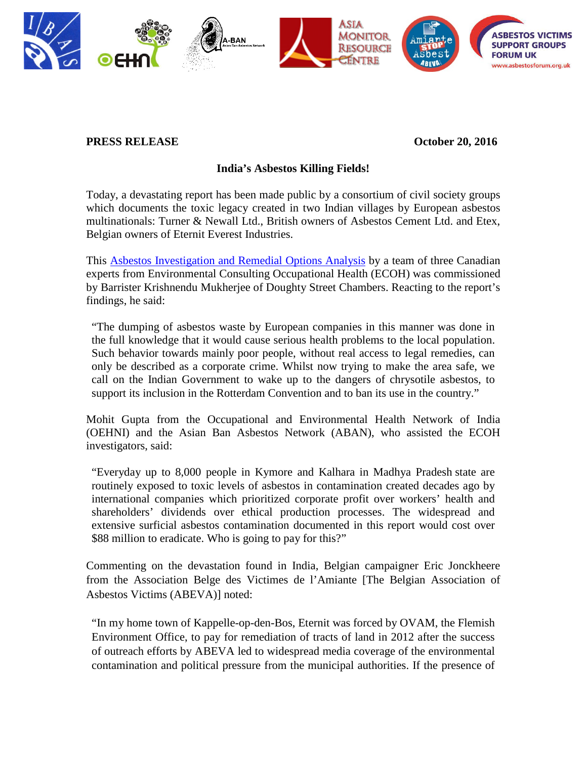**PRESS RELEASE** **October 20, 2016**

## India's Asbestos Killing Fields!

Today, a devastating report has been made public by a consortium of civil society groups which documents the toxic legacy created in two Indian villages by European asbestos multinationals: Turner & Newall Ltd., British owners of Asbestos Cement Ltd. and Etex, Belgian owners of Eternit Everest Industries.

This Asbestos Investigation and Remedial Options Analysis by a team of three Canadian experts from Environmental Consulting Occupational Health (ECOH) was commissioned by Barrister Krishnendu Mukherjee of Doughty Street Chambers. Reacting to the report's findings, he said:

> "The dumping of asbestos waste by European companies in this manner was done in the full knowledge that it would cause serious health problems to the local population. Such behavior towards mainly poor people, without real access to legal remedies, can only be described as a corporate crime. Whilst now trying to make the area safe, we call on the Indian Government to wake up to the dangers of chrysotile asbestos, to support its inclusion in the Rotterdam Convention and to ban its use in the country."

Mohit Gupta from the Occupational and Environmental Health Network of India (OEHNI) and the Asian Ban Asbestos Network (ABAN), who assisted the ECOH investigators, said:

> "Everyday up to 8,000 people in Kymore and Kalhara in Madhya Pradesh state are routinely exposed to toxic levels of asbestos in contamination created decades ago by international companies which prioritized corporate profit over workers' health and shareholders' dividends over ethical production processes. The widespread and extensive surficial asbestos contamination documented in this report would cost over $88 million to eradicate. Who is going to pay for this?"

Commenting on the devastation found in India, Belgian campaigner Eric Jonckheere from the Association Belge des Victimes de l'Amiante [The Belgian Association of Asbestos Victims (ABEVA)] noted:

> "In my home town of Kappelle-op-den-Bos, Eternit was forced by OVAM, the Flemish Environment Office, to pay for remediation of tracts of land in 2012 after the success of outreach efforts by ABEVA led to widespread media coverage of the environmental contamination and political pressure from the municipal authorities. If the presence of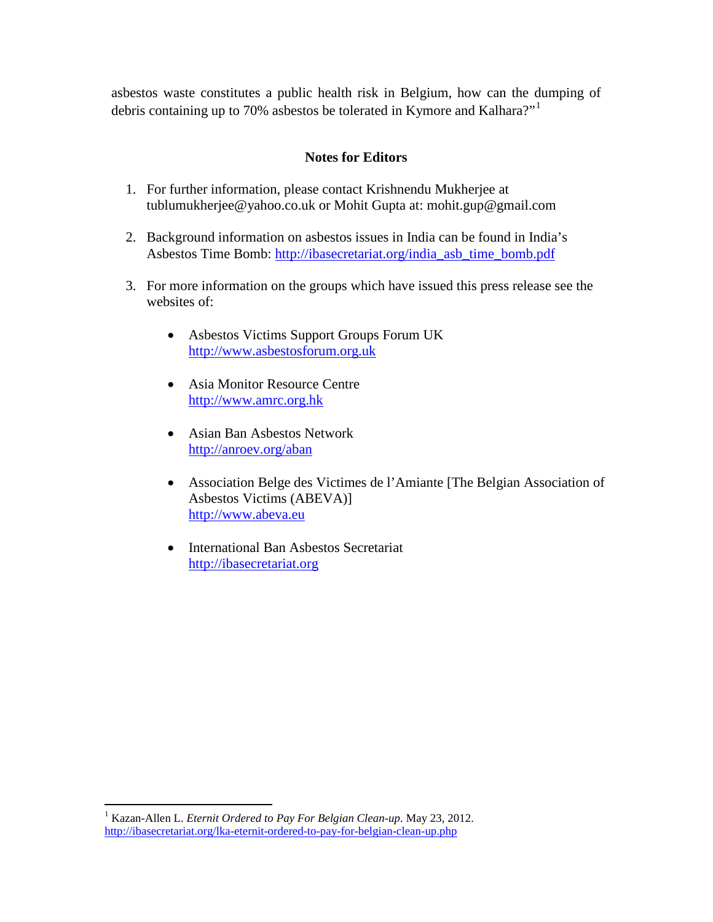asbestos waste constitutes a public health risk in Belgium, how can the dumping of debris containing up to 70% asbestos be tolerated in Kymore and Kalhara?"[1]

## Notes for Editors

1. For further information, please contact Krishnendu Mukherjee at tublumukherjee@yahoo.co.uk or Mohit Gupta at: mohit.gup@gmail.com

2. Background information on asbestos issues in India can be found in India's Asbestos Time Bomb: http://ibasecretariat.org/india_asb_time_bomb.pdf

3. For more information on the groups which have issued this press release see the websites of:

   - Asbestos Victims Support Groups Forum UK  
     http://www.asbestosforum.org.uk

   - Asia Monitor Resource Centre  
     http://www.amrc.org.hk

   - Asian Ban Asbestos Network  
     http://anroev.org/aban

   - Association Belge des Victimes de l'Amiante [The Belgian Association of Asbestos Victims (ABEVA)]  
     http://www.abeva.eu

   - International Ban Asbestos Secretariat  
     http://ibasecretariat.org

---

[1] Kazan-Allen L. *Eternit Ordered to Pay For Belgian Clean-up*. May 23, 2012. http://ibasecretariat.org/lka-eternit-ordered-to-pay-for-belgian-clean-up.php